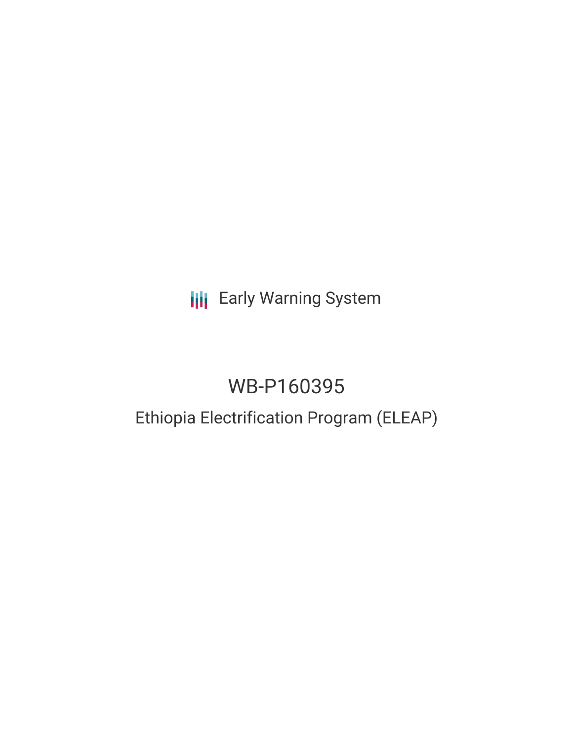Early Warning System

# WB-P160395

## Ethiopia Electrification Program (ELEAP)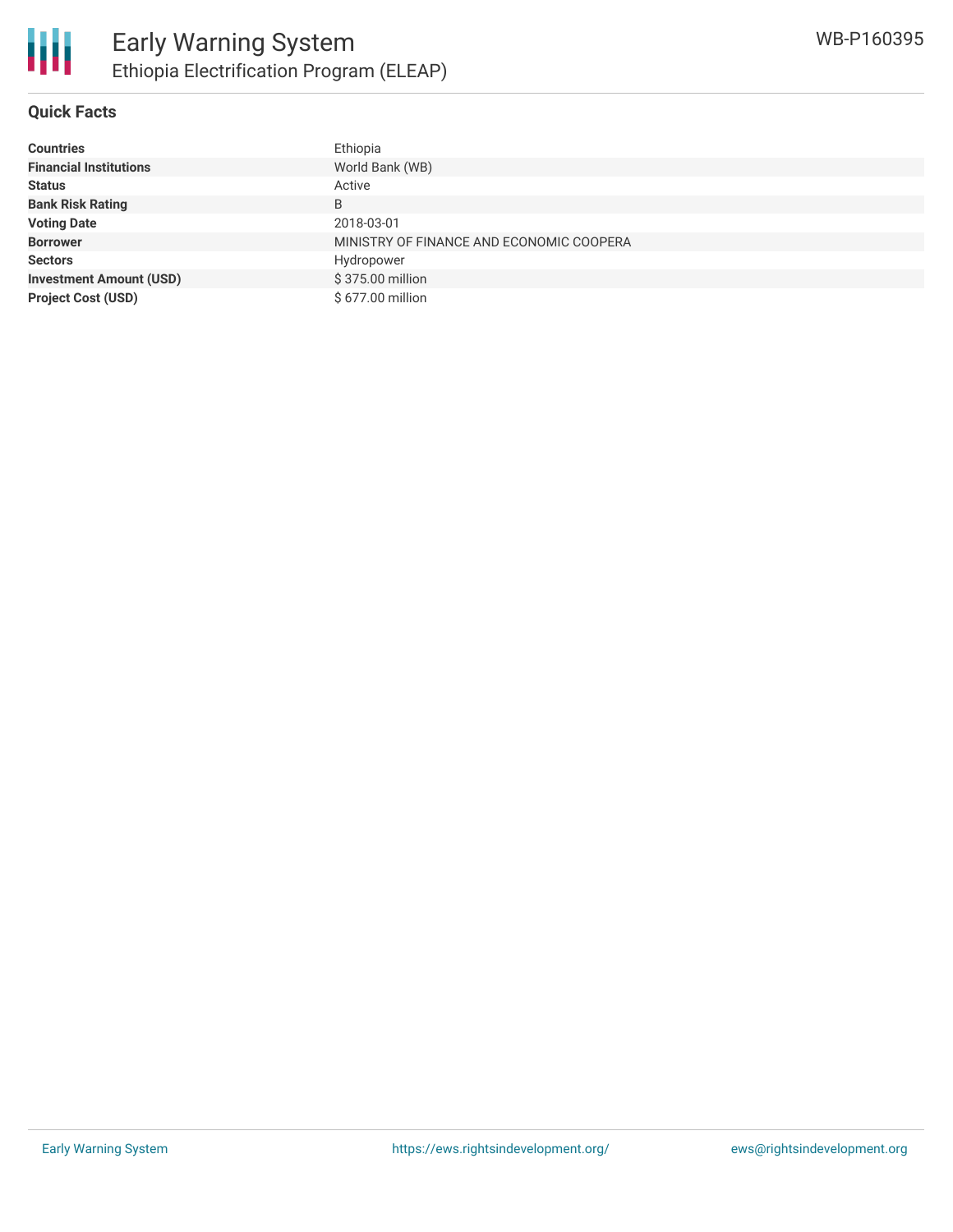## Quick Facts

| | |
|---|---|
| **Countries** | Ethiopia |
| **Financial Institutions** | World Bank (WB) |
| **Status** | Active |
| **Bank Risk Rating** | B |
| **Voting Date** | 2018-03-01 |
| **Borrower** | MINISTRY OF FINANCE AND ECONOMIC COOPERA |
| **Sectors** | Hydropower |
| **Investment Amount (USD)** | $ 375.00 million |
| **Project Cost (USD)** | $ 677.00 million |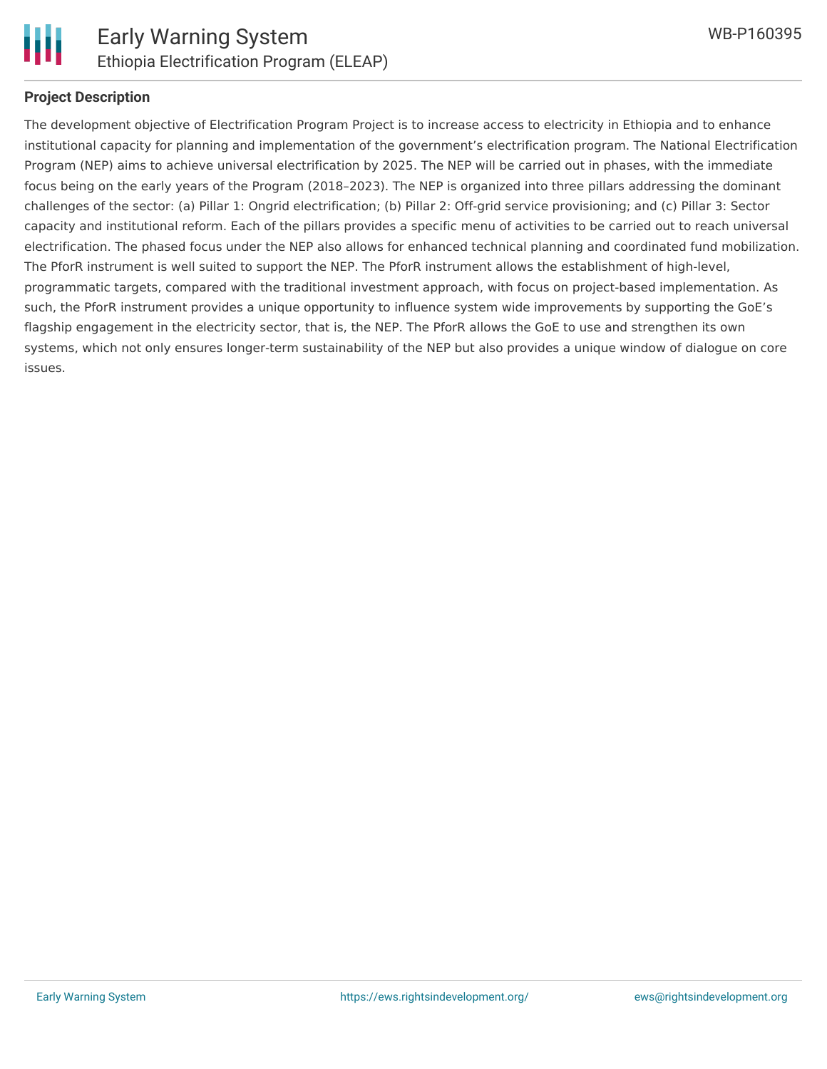## Project Description

The development objective of Electrification Program Project is to increase access to electricity in Ethiopia and to enhance institutional capacity for planning and implementation of the government's electrification program. The National Electrification Program (NEP) aims to achieve universal electrification by 2025. The NEP will be carried out in phases, with the immediate focus being on the early years of the Program (2018–2023). The NEP is organized into three pillars addressing the dominant challenges of the sector: (a) Pillar 1: Ongrid electrification; (b) Pillar 2: Off-grid service provisioning; and (c) Pillar 3: Sector capacity and institutional reform. Each of the pillars provides a specific menu of activities to be carried out to reach universal electrification. The phased focus under the NEP also allows for enhanced technical planning and coordinated fund mobilization. The PforR instrument is well suited to support the NEP. The PforR instrument allows the establishment of high-level, programmatic targets, compared with the traditional investment approach, with focus on project-based implementation. As such, the PforR instrument provides a unique opportunity to influence system wide improvements by supporting the GoE's flagship engagement in the electricity sector, that is, the NEP. The PforR allows the GoE to use and strengthen its own systems, which not only ensures longer-term sustainability of the NEP but also provides a unique window of dialogue on core issues.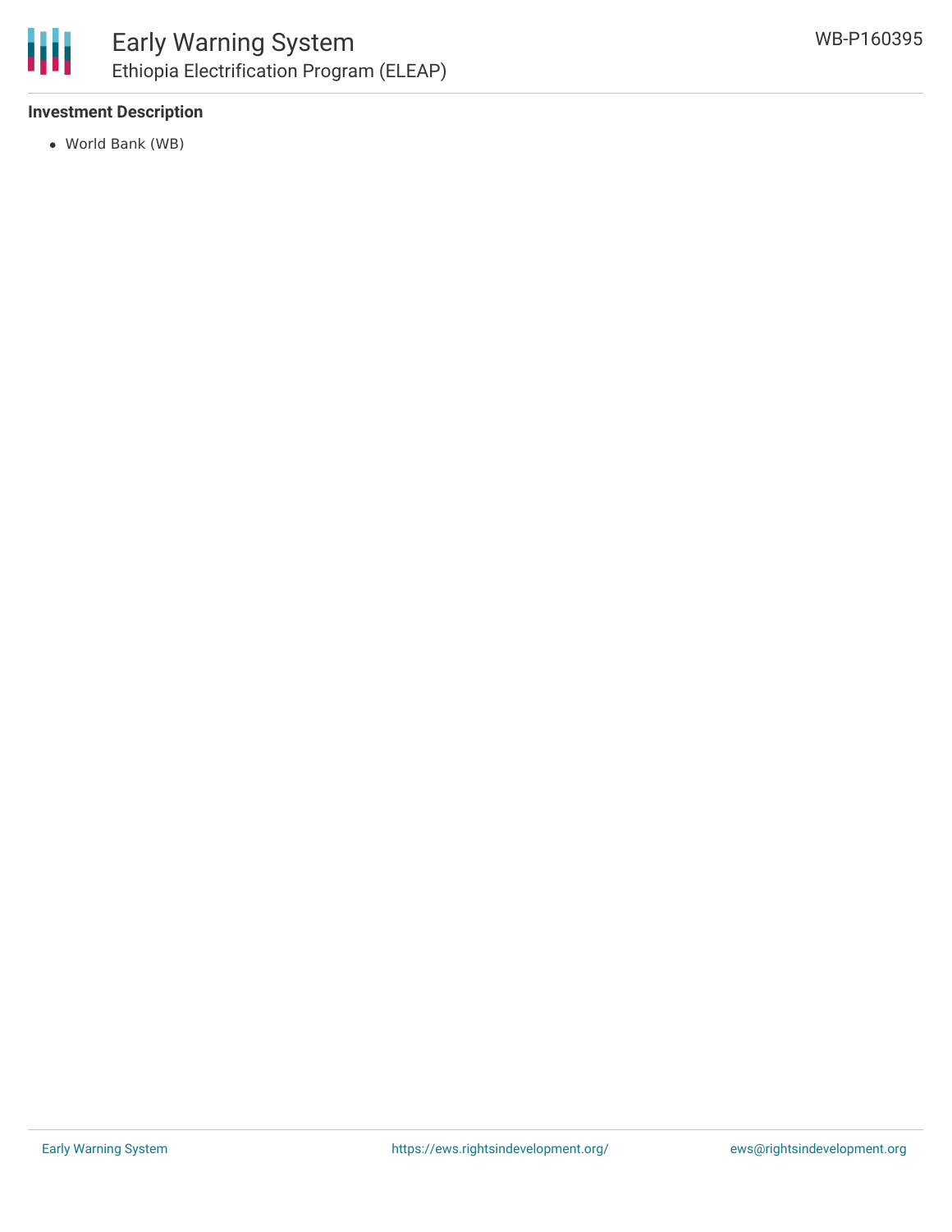### Investment Description

- World Bank (WB)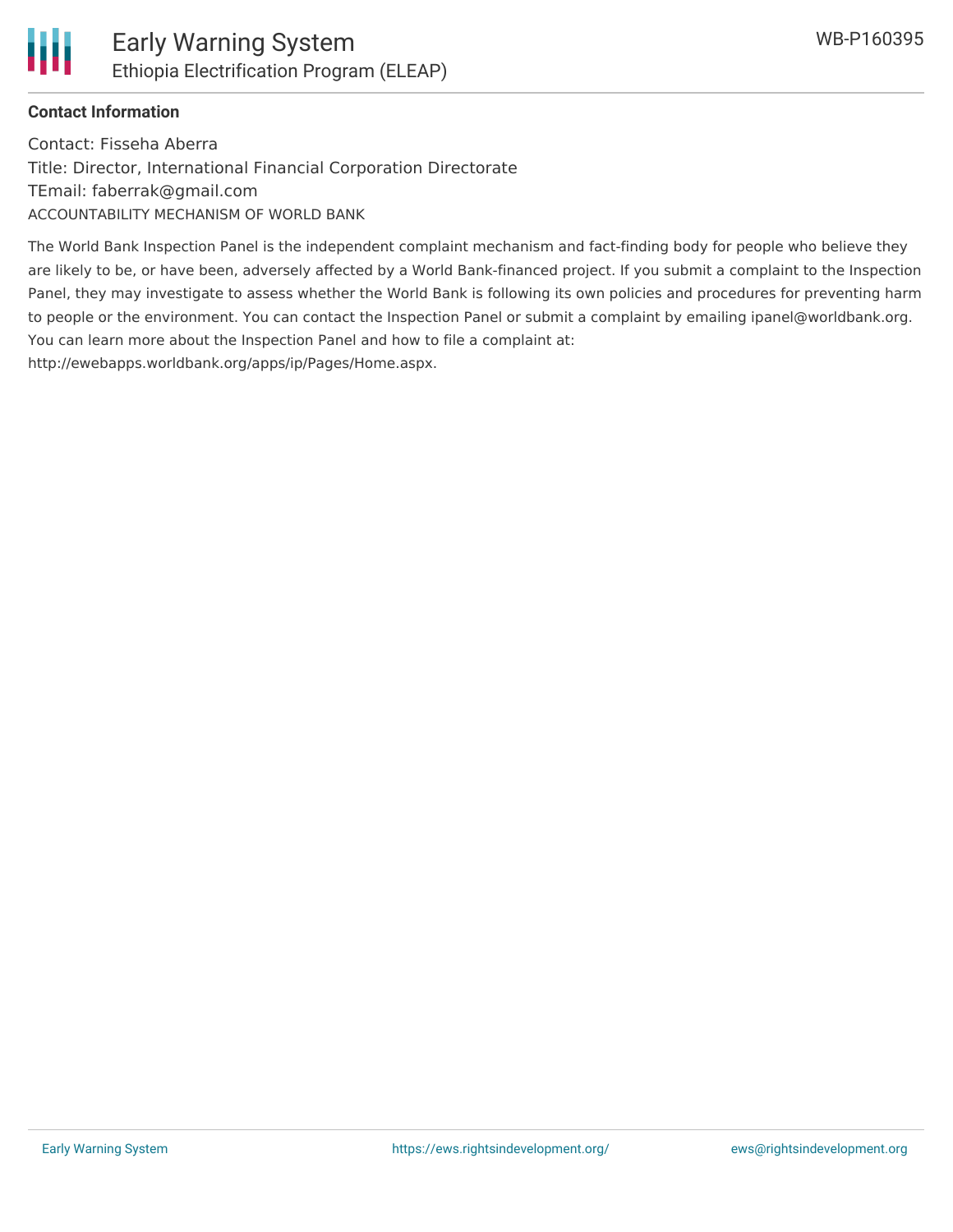**Contact Information**

Contact: Fisseha Aberra
Title: Director, International Financial Corporation Directorate
TEmail: faberrak@gmail.com

ACCOUNTABILITY MECHANISM OF WORLD BANK

The World Bank Inspection Panel is the independent complaint mechanism and fact-finding body for people who believe they are likely to be, or have been, adversely affected by a World Bank-financed project. If you submit a complaint to the Inspection Panel, they may investigate to assess whether the World Bank is following its own policies and procedures for preventing harm to people or the environment. You can contact the Inspection Panel or submit a complaint by emailing ipanel@worldbank.org. You can learn more about the Inspection Panel and how to file a complaint at: http://ewebapps.worldbank.org/apps/ip/Pages/Home.aspx.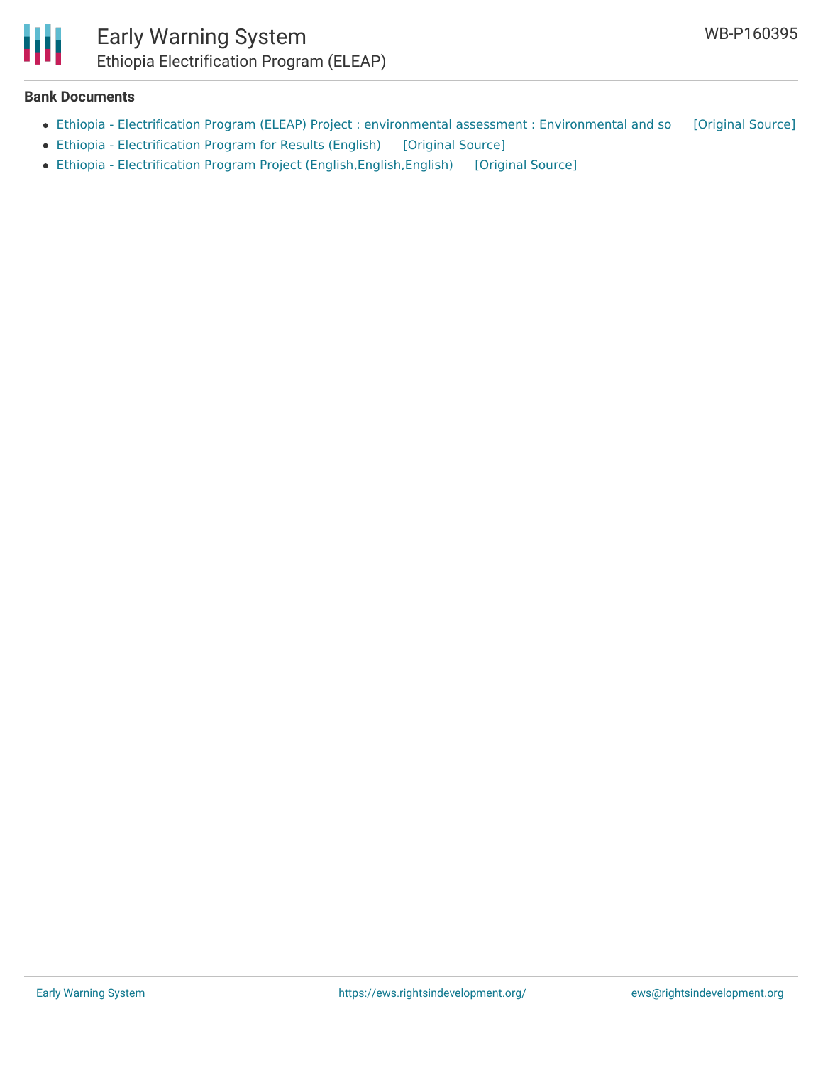**Bank Documents**

- Ethiopia - Electrification Program (ELEAP) Project : environmental assessment : Environmental and so [Original Source]
- Ethiopia - Electrification Program for Results (English) [Original Source]
- Ethiopia - Electrification Program Project (English,English,English) [Original Source]